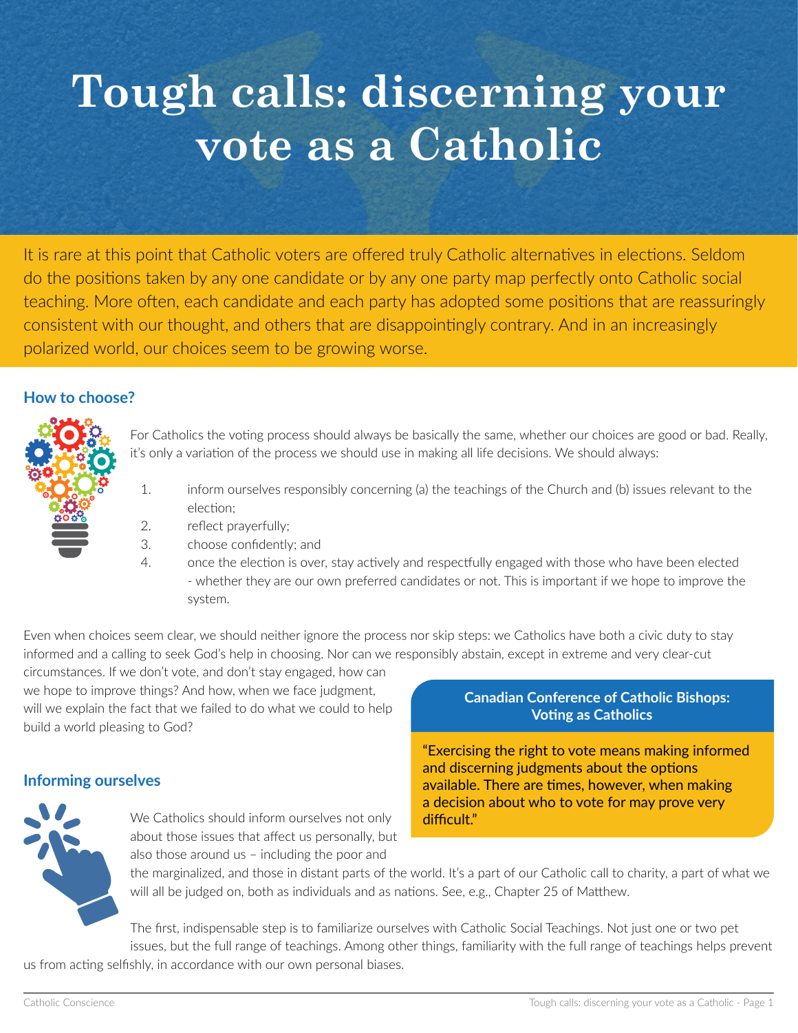# Tough calls: discerning your vote as a Catholic

It is rare at this point that Catholic voters are offered truly Catholic alternatives in elections. Seldom do the positions taken by any one candidate or by any one party map perfectly onto Catholic social teaching. More often, each candidate and each party has adopted some positions that are reassuringly consistent with our thought, and others that are disappointingly contrary. And in an increasingly polarized world, our choices seem to be growing worse.

## How to choose?

For Catholics the voting process should always be basically the same, whether our choices are good or bad. Really, it's only a variation of the process we should use in making all life decisions. We should always:

1. inform ourselves responsibly concerning (a) the teachings of the Church and (b) issues relevant to the election;
2. reflect prayerfully;
3. choose confidently; and
4. once the election is over, stay actively and respectfully engaged with those who have been elected - whether they are our own preferred candidates or not. This is important if we hope to improve the system.

Even when choices seem clear, we should neither ignore the process nor skip steps: we Catholics have both a civic duty to stay informed and a calling to seek God's help in choosing. Nor can we responsibly abstain, except in extreme and very clear-cut circumstances. If we don't vote, and don't stay engaged, how can we hope to improve things? And how, when we face judgment, will we explain the fact that we failed to do what we could to help build a world pleasing to God?

> **Canadian Conference of Catholic Bishops: Voting as Catholics**
>
> "Exercising the right to vote means making informed and discerning judgments about the options available. There are times, however, when making a decision about who to vote for may prove very difficult."

## Informing ourselves

We Catholics should inform ourselves not only about those issues that affect us personally, but also those around us – including the poor and the marginalized, and those in distant parts of the world. It's a part of our Catholic call to charity, a part of what we will all be judged on, both as individuals and as nations. See, e.g., Chapter 25 of Matthew.

The first, indispensable step is to familiarize ourselves with Catholic Social Teachings. Not just one or two pet issues, but the full range of teachings. Among other things, familiarity with the full range of teachings helps prevent us from acting selfishly, in accordance with our own personal biases.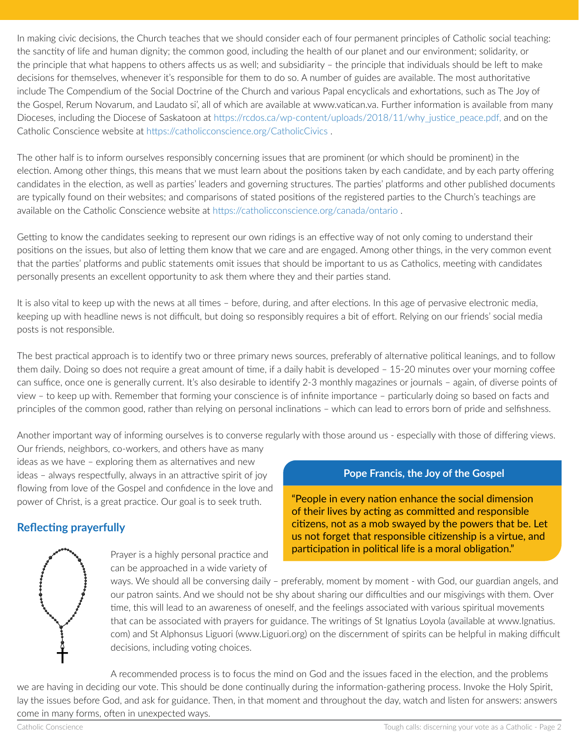In making civic decisions, the Church teaches that we should consider each of four permanent principles of Catholic social teaching: the sanctity of life and human dignity; the common good, including the health of our planet and our environment; solidarity, or the principle that what happens to others affects us as well; and subsidiarity – the principle that individuals should be left to make decisions for themselves, whenever it's responsible for them to do so. A number of guides are available. The most authoritative include The Compendium of the Social Doctrine of the Church and various Papal encyclicals and exhortations, such as The Joy of the Gospel, Rerum Novarum, and Laudato si', all of which are available at www.vatican.va. Further information is available from many Dioceses, including the Diocese of Saskatoon at https://rcdos.ca/wp-content/uploads/2018/11/why_justice_peace.pdf, and on the Catholic Conscience website at https://catholicconscience.org/CatholicCivics .

The other half is to inform ourselves responsibly concerning issues that are prominent (or which should be prominent) in the election. Among other things, this means that we must learn about the positions taken by each candidate, and by each party offering candidates in the election, as well as parties' leaders and governing structures. The parties' platforms and other published documents are typically found on their websites; and comparisons of stated positions of the registered parties to the Church's teachings are available on the Catholic Conscience website at https://catholicconscience.org/canada/ontario .

Getting to know the candidates seeking to represent our own ridings is an effective way of not only coming to understand their positions on the issues, but also of letting them know that we care and are engaged. Among other things, in the very common event that the parties' platforms and public statements omit issues that should be important to us as Catholics, meeting with candidates personally presents an excellent opportunity to ask them where they and their parties stand.

It is also vital to keep up with the news at all times – before, during, and after elections. In this age of pervasive electronic media, keeping up with headline news is not difficult, but doing so responsibly requires a bit of effort. Relying on our friends' social media posts is not responsible.

The best practical approach is to identify two or three primary news sources, preferably of alternative political leanings, and to follow them daily. Doing so does not require a great amount of time, if a daily habit is developed – 15-20 minutes over your morning coffee can suffice, once one is generally current. It's also desirable to identify 2-3 monthly magazines or journals – again, of diverse points of view – to keep up with. Remember that forming your conscience is of infinite importance – particularly doing so based on facts and principles of the common good, rather than relying on personal inclinations – which can lead to errors born of pride and selfishness.

Another important way of informing ourselves is to converse regularly with those around us - especially with those of differing views. Our friends, neighbors, co-workers, and others have as many ideas as we have – exploring them as alternatives and new ideas – always respectfully, always in an attractive spirit of joy flowing from love of the Gospel and confidence in the love and power of Christ, is a great practice. Our goal is to seek truth.

> **Pope Francis, the Joy of the Gospel**
>
> "People in every nation enhance the social dimension of their lives by acting as committed and responsible citizens, not as a mob swayed by the powers that be. Let us not forget that responsible citizenship is a virtue, and participation in political life is a moral obligation."

## Reflecting prayerfully

Prayer is a highly personal practice and can be approached in a wide variety of ways. We should all be conversing daily – preferably, moment by moment - with God, our guardian angels, and our patron saints. And we should not be shy about sharing our difficulties and our misgivings with them. Over time, this will lead to an awareness of oneself, and the feelings associated with various spiritual movements that can be associated with prayers for guidance. The writings of St Ignatius Loyola (available at www.Ignatius.com) and St Alphonsus Liguori (www.Liguori.org) on the discernment of spirits can be helpful in making difficult decisions, including voting choices.

A recommended process is to focus the mind on God and the issues faced in the election, and the problems we are having in deciding our vote. This should be done continually during the information-gathering process. Invoke the Holy Spirit, lay the issues before God, and ask for guidance. Then, in that moment and throughout the day, watch and listen for answers: answers come in many forms, often in unexpected ways.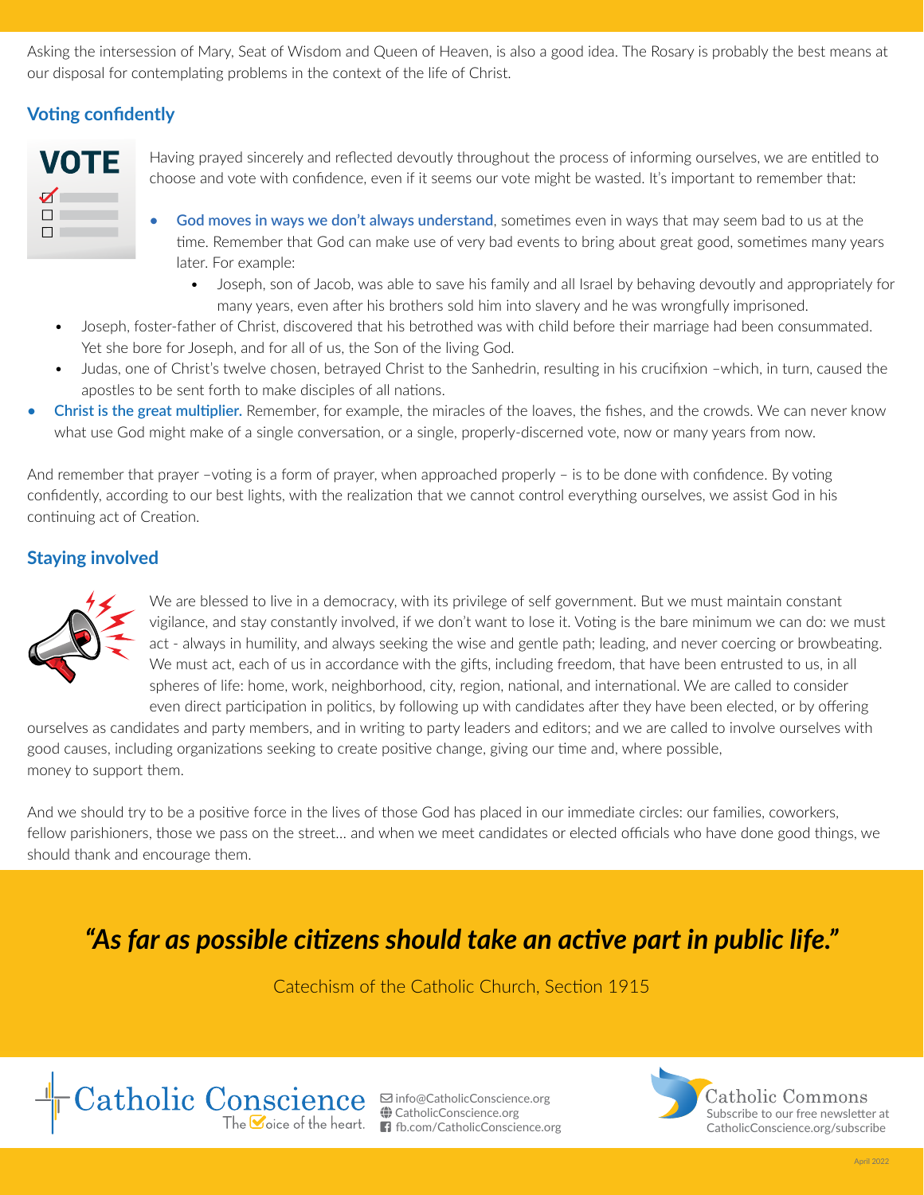Asking the intersession of Mary, Seat of Wisdom and Queen of Heaven, is also a good idea. The Rosary is probably the best means at our disposal for contemplating problems in the context of the life of Christ.

## Voting confidently

Having prayed sincerely and reflected devoutly throughout the process of informing ourselves, we are entitled to choose and vote with confidence, even if it seems our vote might be wasted. It's important to remember that:

- **God moves in ways we don't always understand**, sometimes even in ways that may seem bad to us at the time. Remember that God can make use of very bad events to bring about great good, sometimes many years later. For example:
  - Joseph, son of Jacob, was able to save his family and all Israel by behaving devoutly and appropriately for many years, even after his brothers sold him into slavery and he was wrongfully imprisoned.
  - Joseph, foster-father of Christ, discovered that his betrothed was with child before their marriage had been consummated. Yet she bore for Joseph, and for all of us, the Son of the living God.
  - Judas, one of Christ's twelve chosen, betrayed Christ to the Sanhedrin, resulting in his crucifixion –which, in turn, caused the apostles to be sent forth to make disciples of all nations.
- **Christ is the great multiplier.** Remember, for example, the miracles of the loaves, the fishes, and the crowds. We can never know what use God might make of a single conversation, or a single, properly-discerned vote, now or many years from now.

And remember that prayer –voting is a form of prayer, when approached properly – is to be done with confidence. By voting confidently, according to our best lights, with the realization that we cannot control everything ourselves, we assist God in his continuing act of Creation.

## Staying involved

We are blessed to live in a democracy, with its privilege of self government. But we must maintain constant vigilance, and stay constantly involved, if we don't want to lose it. Voting is the bare minimum we can do: we must act - always in humility, and always seeking the wise and gentle path; leading, and never coercing or browbeating. We must act, each of us in accordance with the gifts, including freedom, that have been entrusted to us, in all spheres of life: home, work, neighborhood, city, region, national, and international. We are called to consider even direct participation in politics, by following up with candidates after they have been elected, or by offering ourselves as candidates and party members, and in writing to party leaders and editors; and we are called to involve ourselves with good causes, including organizations seeking to create positive change, giving our time and, where possible, money to support them.

And we should try to be a positive force in the lives of those God has placed in our immediate circles: our families, coworkers, fellow parishioners, those we pass on the street... and when we meet candidates or elected officials who have done good things, we should thank and encourage them.

> ***"As far as possible citizens should take an active part in public life."***
>
> Catechism of the Catholic Church, Section 1915

Catholic Conscience — The Voice of the heart.

info@CatholicConscience.org
CatholicConscience.org
fb.com/CatholicConscience.org

Catholic Commons
Subscribe to our free newsletter at CatholicConscience.org/subscribe

April 2022